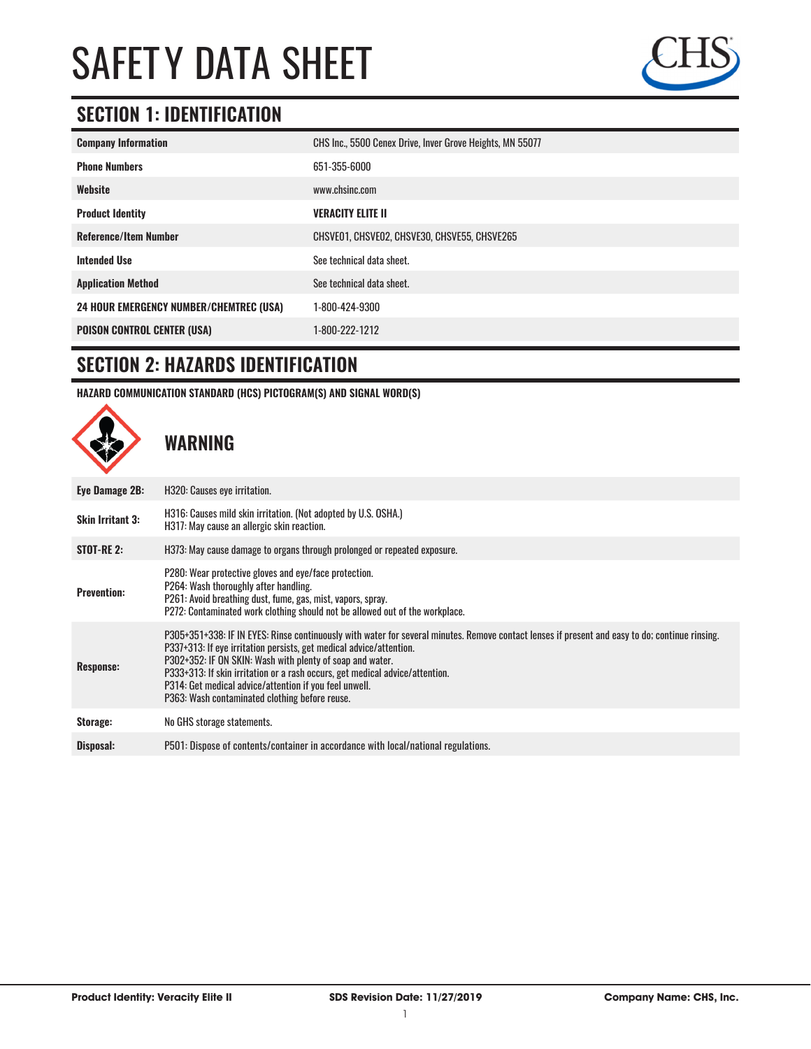# SAFETY DATA SHEET

## SECTION 1: IDENTIFICATION

| | |
|---|---|
| **Company Information** | CHS Inc., 5500 Cenex Drive, Inver Grove Heights, MN 55077 |
| **Phone Numbers** | 651-355-6000 |
| **Website** | www.chsinc.com |
| **Product Identity** | **VERACITY ELITE II** |
| **Reference/Item Number** | CHSVE01, CHSVE02, CHSVE30, CHSVE55, CHSVE265 |
| **Intended Use** | See technical data sheet. |
| **Application Method** | See technical data sheet. |
| **24 HOUR EMERGENCY NUMBER/CHEMTREC (USA)** | 1-800-424-9300 |
| **POISON CONTROL CENTER (USA)** | 1-800-222-1212 |

## SECTION 2: HAZARDS IDENTIFICATION

**HAZARD COMMUNICATION STANDARD (HCS) PICTOGRAM(S) AND SIGNAL WORD(S)**

**WARNING**

| | |
|---|---|
| **Eye Damage 2B:** | H320: Causes eye irritation. |
| **Skin Irritant 3:** | H316: Causes mild skin irritation. (Not adopted by U.S. OSHA.)<br>H317: May cause an allergic skin reaction. |
| **STOT-RE 2:** | H373: May cause damage to organs through prolonged or repeated exposure. |
| **Prevention:** | P280: Wear protective gloves and eye/face protection.<br>P264: Wash thoroughly after handling.<br>P261: Avoid breathing dust, fume, gas, mist, vapors, spray.<br>P272: Contaminated work clothing should not be allowed out of the workplace. |
| **Response:** | P305+351+338: IF IN EYES: Rinse continuously with water for several minutes. Remove contact lenses if present and easy to do; continue rinsing.<br>P337+313: If eye irritation persists, get medical advice/attention.<br>P302+352: IF ON SKIN: Wash with plenty of soap and water.<br>P333+313: If skin irritation or a rash occurs, get medical advice/attention.<br>P314: Get medical advice/attention if you feel unwell.<br>P363: Wash contaminated clothing before reuse. |
| **Storage:** | No GHS storage statements. |
| **Disposal:** | P501: Dispose of contents/container in accordance with local/national regulations. |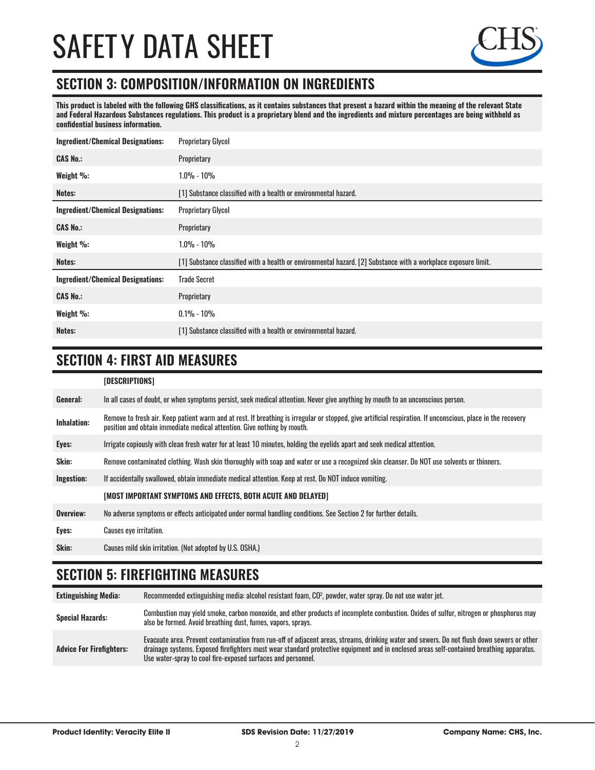# SAFETY DATA SHEET

## SECTION 3: COMPOSITION/INFORMATION ON INGREDIENTS

**This product is labeled with the following GHS classifications, as it contains substances that present a hazard within the meaning of the relevant State and Federal Hazardous Substances regulations. This product is a proprietary blend and the ingredients and mixture percentages are being withheld as confidential business information.**

| | |
|---|---|
| **Ingredient/Chemical Designations:** | Proprietary Glycol |
| **CAS No.:** | Proprietary |
| **Weight %:** | 1.0% - 10% |
| **Notes:** | [1] Substance classified with a health or environmental hazard. |
| **Ingredient/Chemical Designations:** | Proprietary Glycol |
| **CAS No.:** | Proprietary |
| **Weight %:** | 1.0% - 10% |
| **Notes:** | [1] Substance classified with a health or environmental hazard. [2] Substance with a workplace exposure limit. |
| **Ingredient/Chemical Designations:** | Trade Secret |
| **CAS No.:** | Proprietary |
| **Weight %:** | 0.1% - 10% |
| **Notes:** | [1] Substance classified with a health or environmental hazard. |

## SECTION 4: FIRST AID MEASURES

| | [DESCRIPTIONS] |
|---|---|
| **General:** | In all cases of doubt, or when symptoms persist, seek medical attention. Never give anything by mouth to an unconscious person. |
| **Inhalation:** | Remove to fresh air. Keep patient warm and at rest. If breathing is irregular or stopped, give artificial respiration. If unconscious, place in the recovery position and obtain immediate medical attention. Give nothing by mouth. |
| **Eyes:** | Irrigate copiously with clean fresh water for at least 10 minutes, holding the eyelids apart and seek medical attention. |
| **Skin:** | Remove contaminated clothing. Wash skin thoroughly with soap and water or use a recognized skin cleanser. Do NOT use solvents or thinners. |
| **Ingestion:** | If accidentally swallowed, obtain immediate medical attention. Keep at rest. Do NOT induce vomiting. |
| | **[MOST IMPORTANT SYMPTOMS AND EFFECTS, BOTH ACUTE AND DELAYED]** |
| **Overview:** | No adverse symptoms or effects anticipated under normal handling conditions. See Section 2 for further details. |
| **Eyes:** | Causes eye irritation. |
| **Skin:** | Causes mild skin irritation. (Not adopted by U.S. OSHA.) |

## SECTION 5: FIREFIGHTING MEASURES

| | |
|---|---|
| **Extinguishing Media:** | Recommended extinguishing media: alcohol resistant foam, $CO^2$, powder, water spray. Do not use water jet. |
| **Special Hazards:** | Combustion may yield smoke, carbon monoxide, and other products of incomplete combustion. Oxides of sulfur, nitrogen or phosphorus may also be formed. Avoid breathing dust, fumes, vapors, sprays. |
| **Advice For Firefighters:** | Evacuate area. Prevent contamination from run-off of adjacent areas, streams, drinking water and sewers. Do not flush down sewers or other drainage systems. Exposed firefighters must wear standard protective equipment and in enclosed areas self-contained breathing apparatus. Use water-spray to cool fire-exposed surfaces and personnel. |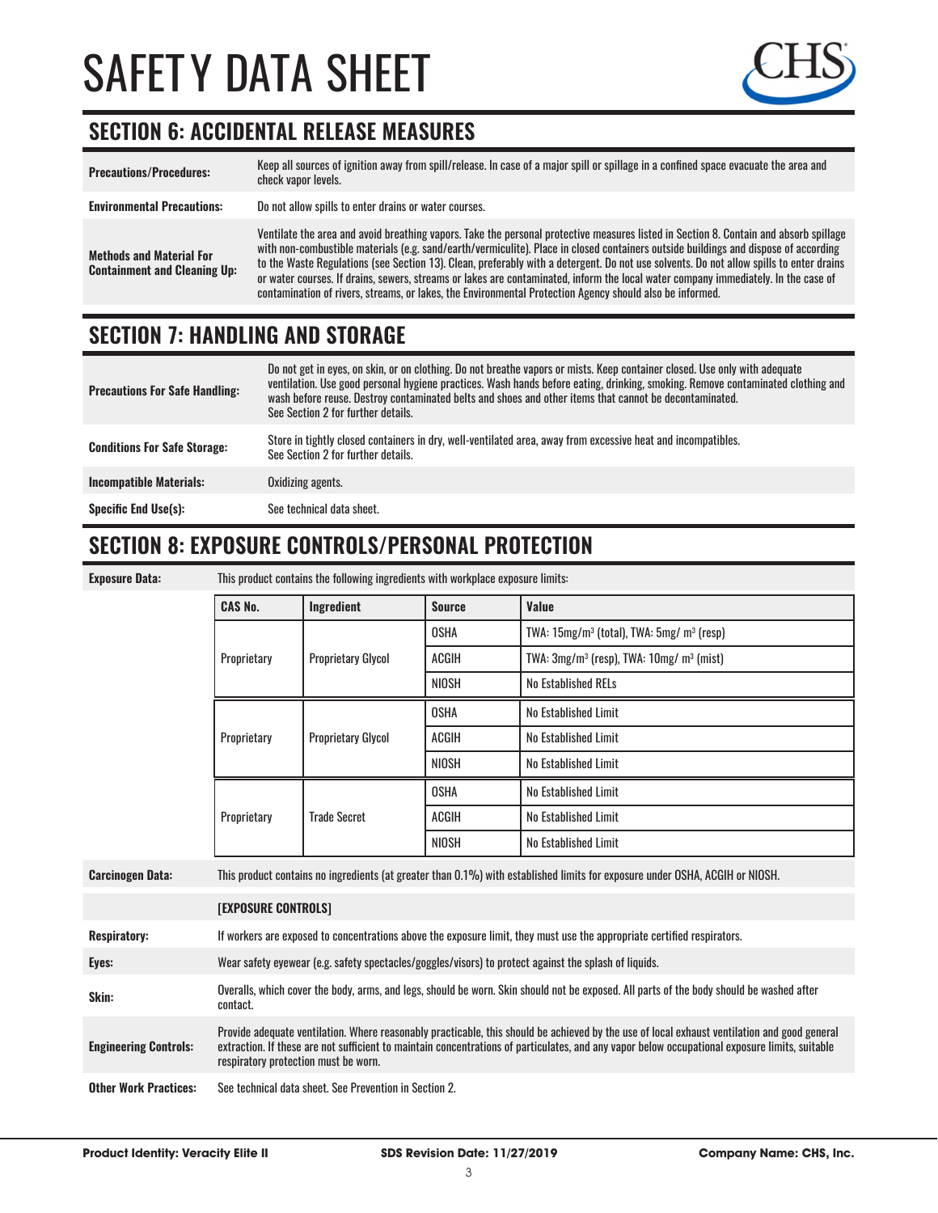# SAFETY DATA SHEET

## SECTION 6: ACCIDENTAL RELEASE MEASURES

| | |
|---|---|
| **Precautions/Procedures:** | Keep all sources of ignition away from spill/release. In case of a major spill or spillage in a confined space evacuate the area and check vapor levels. |
| **Environmental Precautions:** | Do not allow spills to enter drains or water courses. |
| **Methods and Material For Containment and Cleaning Up:** | Ventilate the area and avoid breathing vapors. Take the personal protective measures listed in Section 8. Contain and absorb spillage with non-combustible materials (e.g. sand/earth/vermiculite). Place in closed containers outside buildings and dispose of according to the Waste Regulations (see Section 13). Clean, preferably with a detergent. Do not use solvents. Do not allow spills to enter drains or water courses. If drains, sewers, streams or lakes are contaminated, inform the local water company immediately. In the case of contamination of rivers, streams, or lakes, the Environmental Protection Agency should also be informed. |

## SECTION 7: HANDLING AND STORAGE

| | |
|---|---|
| **Precautions For Safe Handling:** | Do not get in eyes, on skin, or on clothing. Do not breathe vapors or mists. Keep container closed. Use only with adequate ventilation. Use good personal hygiene practices. Wash hands before eating, drinking, smoking. Remove contaminated clothing and wash before reuse. Destroy contaminated belts and shoes and other items that cannot be decontaminated. See Section 2 for further details. |
| **Conditions For Safe Storage:** | Store in tightly closed containers in dry, well-ventilated area, away from excessive heat and incompatibles. See Section 2 for further details. |
| **Incompatible Materials:** | Oxidizing agents. |
| **Specific End Use(s):** | See technical data sheet. |

## SECTION 8: EXPOSURE CONTROLS/PERSONAL PROTECTION

**Exposure Data:** This product contains the following ingredients with workplace exposure limits:

| CAS No. | Ingredient | Source | Value |
|---|---|---|---|
| Proprietary | Proprietary Glycol | OSHA | TWA: 15mg/m³ (total), TWA: 5mg/ m³ (resp) |
| | | ACGIH | TWA: 3mg/m³ (resp), TWA: 10mg/ m³ (mist) |
| | | NIOSH | No Established RELs |
| Proprietary | Proprietary Glycol | OSHA | No Established Limit |
| | | ACGIH | No Established Limit |
| | | NIOSH | No Established Limit |
| Proprietary | Trade Secret | OSHA | No Established Limit |
| | | ACGIH | No Established Limit |
| | | NIOSH | No Established Limit |

**Carcinogen Data:** This product contains no ingredients (at greater than 0.1%) with established limits for exposure under OSHA, ACGIH or NIOSH.

**[EXPOSURE CONTROLS]**

| | |
|---|---|
| **Respiratory:** | If workers are exposed to concentrations above the exposure limit, they must use the appropriate certified respirators. |
| **Eyes:** | Wear safety eyewear (e.g. safety spectacles/goggles/visors) to protect against the splash of liquids. |
| **Skin:** | Overalls, which cover the body, arms, and legs, should be worn. Skin should not be exposed. All parts of the body should be washed after contact. |
| **Engineering Controls:** | Provide adequate ventilation. Where reasonably practicable, this should be achieved by the use of local exhaust ventilation and good general extraction. If these are not sufficient to maintain concentrations of particulates, and any vapor below occupational exposure limits, suitable respiratory protection must be worn. |
| **Other Work Practices:** | See technical data sheet. See Prevention in Section 2. |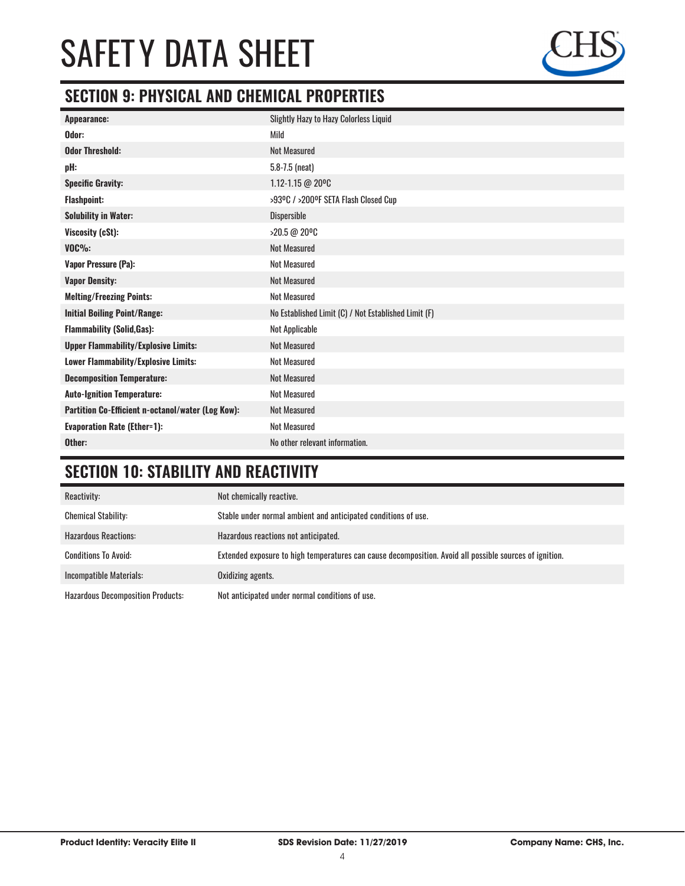# SAFETY DATA SHEET

## SECTION 9: PHYSICAL AND CHEMICAL PROPERTIES

| | |
|---|---|
| **Appearance:** | Slightly Hazy to Hazy Colorless Liquid |
| **Odor:** | Mild |
| **Odor Threshold:** | Not Measured |
| **pH:** | 5.8-7.5 (neat) |
| **Specific Gravity:** | 1.12-1.15 @ 20ºC |
| **Flashpoint:** | >93ºC / >200ºF SETA Flash Closed Cup |
| **Solubility in Water:** | Dispersible |
| **Viscosity (cSt):** | >20.5 @ 20ºC |
| **VOC%:** | Not Measured |
| **Vapor Pressure (Pa):** | Not Measured |
| **Vapor Density:** | Not Measured |
| **Melting/Freezing Points:** | Not Measured |
| **Initial Boiling Point/Range:** | No Established Limit (C) / Not Established Limit (F) |
| **Flammability (Solid,Gas):** | Not Applicable |
| **Upper Flammability/Explosive Limits:** | Not Measured |
| **Lower Flammability/Explosive Limits:** | Not Measured |
| **Decomposition Temperature:** | Not Measured |
| **Auto-Ignition Temperature:** | Not Measured |
| **Partition Co-Efficient n-octanol/water (Log Kow):** | Not Measured |
| **Evaporation Rate (Ether=1):** | Not Measured |
| **Other:** | No other relevant information. |

## SECTION 10: STABILITY AND REACTIVITY

| | |
|---|---|
| Reactivity: | Not chemically reactive. |
| Chemical Stability: | Stable under normal ambient and anticipated conditions of use. |
| Hazardous Reactions: | Hazardous reactions not anticipated. |
| Conditions To Avoid: | Extended exposure to high temperatures can cause decomposition. Avoid all possible sources of ignition. |
| Incompatible Materials: | Oxidizing agents. |
| Hazardous Decomposition Products: | Not anticipated under normal conditions of use. |

**Product Identity: Veracity Elite II** **SDS Revision Date: 11/27/2019** **Company Name: CHS, Inc.**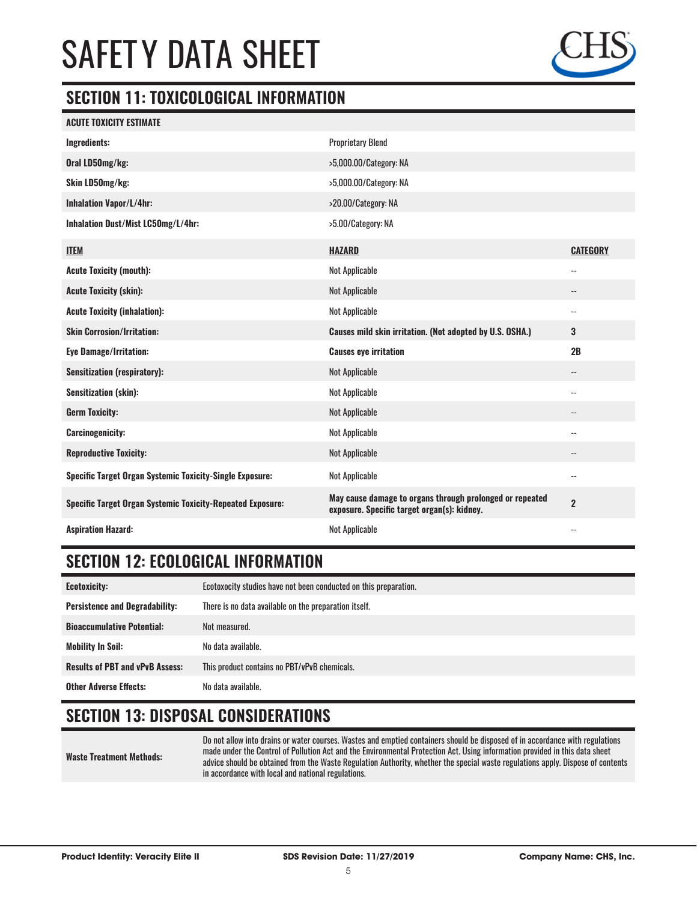# SAFETY DATA SHEET

## SECTION 11: TOXICOLOGICAL INFORMATION

| ACUTE TOXICITY ESTIMATE | |
|---|---|
| **Ingredients:** | Proprietary Blend |
| **Oral LD50mg/kg:** | >5,000.00/Category: NA |
| **Skin LD50mg/kg:** | >5,000.00/Category: NA |
| **Inhalation Vapor/L/4hr:** | >20.00/Category: NA |
| **Inhalation Dust/Mist LC50mg/L/4hr:** | >5.00/Category: NA |

| ITEM | HAZARD | CATEGORY |
|---|---|---|
| **Acute Toxicity (mouth):** | Not Applicable | -- |
| **Acute Toxicity (skin):** | Not Applicable | -- |
| **Acute Toxicity (inhalation):** | Not Applicable | -- |
| **Skin Corrosion/Irritation:** | **Causes mild skin irritation. (Not adopted by U.S. OSHA.)** | **3** |
| **Eye Damage/Irritation:** | **Causes eye irritation** | **2B** |
| **Sensitization (respiratory):** | Not Applicable | -- |
| **Sensitization (skin):** | Not Applicable | -- |
| **Germ Toxicity:** | Not Applicable | -- |
| **Carcinogenicity:** | Not Applicable | -- |
| **Reproductive Toxicity:** | Not Applicable | -- |
| **Specific Target Organ Systemic Toxicity-Single Exposure:** | Not Applicable | -- |
| **Specific Target Organ Systemic Toxicity-Repeated Exposure:** | **May cause damage to organs through prolonged or repeated exposure. Specific target organ(s): kidney.** | **2** |
| **Aspiration Hazard:** | Not Applicable | -- |

## SECTION 12: ECOLOGICAL INFORMATION

| | |
|---|---|
| **Ecotoxicity:** | Ecotoxocity studies have not been conducted on this preparation. |
| **Persistence and Degradability:** | There is no data available on the preparation itself. |
| **Bioaccumulative Potential:** | Not measured. |
| **Mobility In Soil:** | No data available. |
| **Results of PBT and vPvB Assess:** | This product contains no PBT/vPvB chemicals. |
| **Other Adverse Effects:** | No data available. |

## SECTION 13: DISPOSAL CONSIDERATIONS

| | |
|---|---|
| **Waste Treatment Methods:** | Do not allow into drains or water courses. Wastes and emptied containers should be disposed of in accordance with regulations made under the Control of Pollution Act and the Environmental Protection Act. Using information provided in this data sheet advice should be obtained from the Waste Regulation Authority, whether the special waste regulations apply. Dispose of contents in accordance with local and national regulations. |

**Product Identity: Veracity Elite II** **SDS Revision Date: 11/27/2019** **Company Name: CHS, Inc.**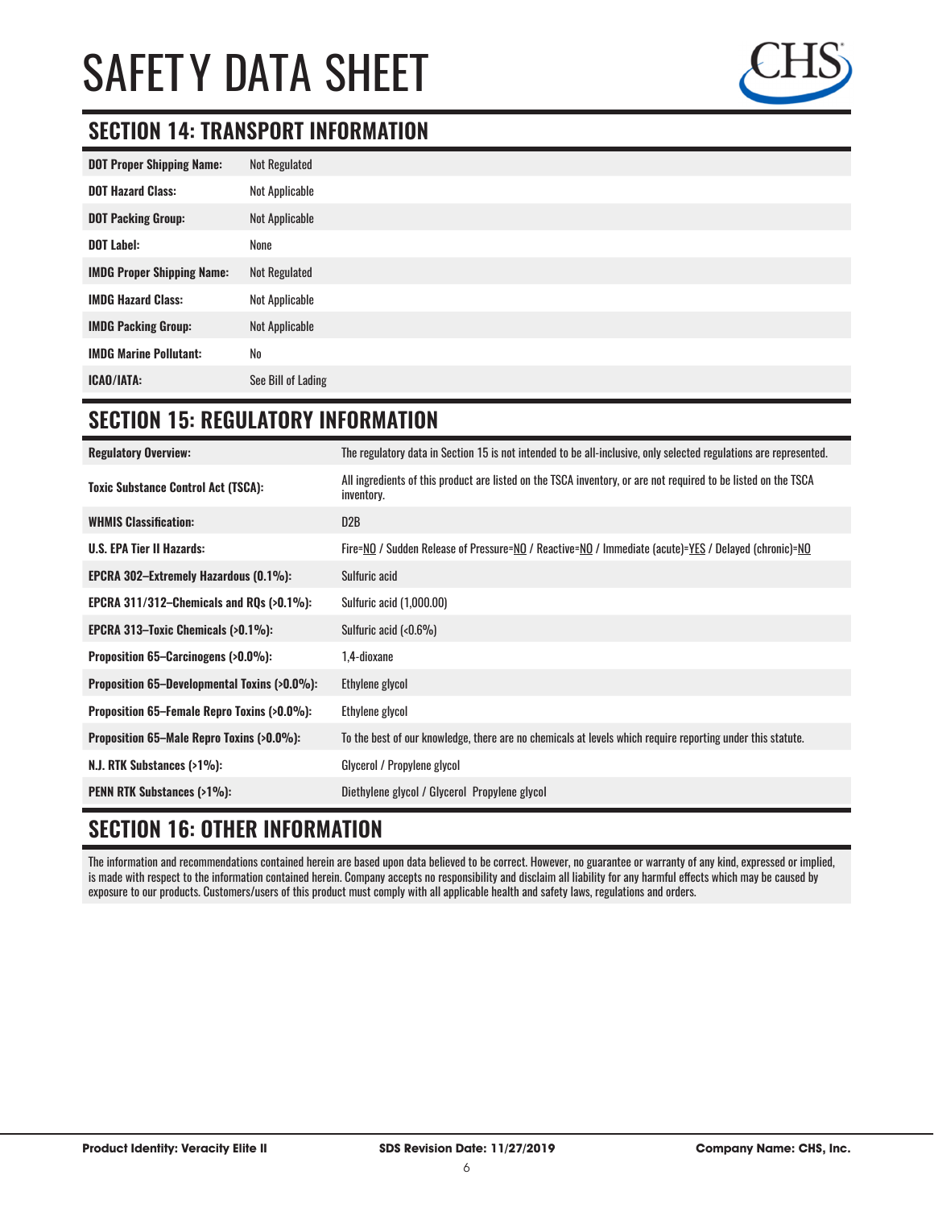# SAFETY DATA SHEET

## SECTION 14: TRANSPORT INFORMATION

| | |
|---|---|
| **DOT Proper Shipping Name:** | Not Regulated |
| **DOT Hazard Class:** | Not Applicable |
| **DOT Packing Group:** | Not Applicable |
| **DOT Label:** | None |
| **IMDG Proper Shipping Name:** | Not Regulated |
| **IMDG Hazard Class:** | Not Applicable |
| **IMDG Packing Group:** | Not Applicable |
| **IMDG Marine Pollutant:** | No |
| **ICAO/IATA:** | See Bill of Lading |

## SECTION 15: REGULATORY INFORMATION

| | |
|---|---|
| **Regulatory Overview:** | The regulatory data in Section 15 is not intended to be all-inclusive, only selected regulations are represented. |
| **Toxic Substance Control Act (TSCA):** | All ingredients of this product are listed on the TSCA inventory, or are not required to be listed on the TSCA inventory. |
| **WHMIS Classification:** | D2B |
| **U.S. EPA Tier II Hazards:** | Fire=NO / Sudden Release of Pressure=NO / Reactive=NO / Immediate (acute)=YES / Delayed (chronic)=NO |
| **EPCRA 302–Extremely Hazardous (0.1%):** | Sulfuric acid |
| **EPCRA 311/312–Chemicals and RQs (>0.1%):** | Sulfuric acid (1,000.00) |
| **EPCRA 313–Toxic Chemicals (>0.1%):** | Sulfuric acid (<0.6%) |
| **Proposition 65–Carcinogens (>0.0%):** | 1,4-dioxane |
| **Proposition 65–Developmental Toxins (>0.0%):** | Ethylene glycol |
| **Proposition 65–Female Repro Toxins (>0.0%):** | Ethylene glycol |
| **Proposition 65–Male Repro Toxins (>0.0%):** | To the best of our knowledge, there are no chemicals at levels which require reporting under this statute. |
| **N.J. RTK Substances (>1%):** | Glycerol / Propylene glycol |
| **PENN RTK Substances (>1%):** | Diethylene glycol / Glycerol  Propylene glycol |

## SECTION 16: OTHER INFORMATION

The information and recommendations contained herein are based upon data believed to be correct. However, no guarantee or warranty of any kind, expressed or implied, is made with respect to the information contained herein. Company accepts no responsibility and disclaim all liability for any harmful effects which may be caused by exposure to our products. Customers/users of this product must comply with all applicable health and safety laws, regulations and orders.

**Product Identity: Veracity Elite II** | **SDS Revision Date: 11/27/2019** | **Company Name: CHS, Inc.**